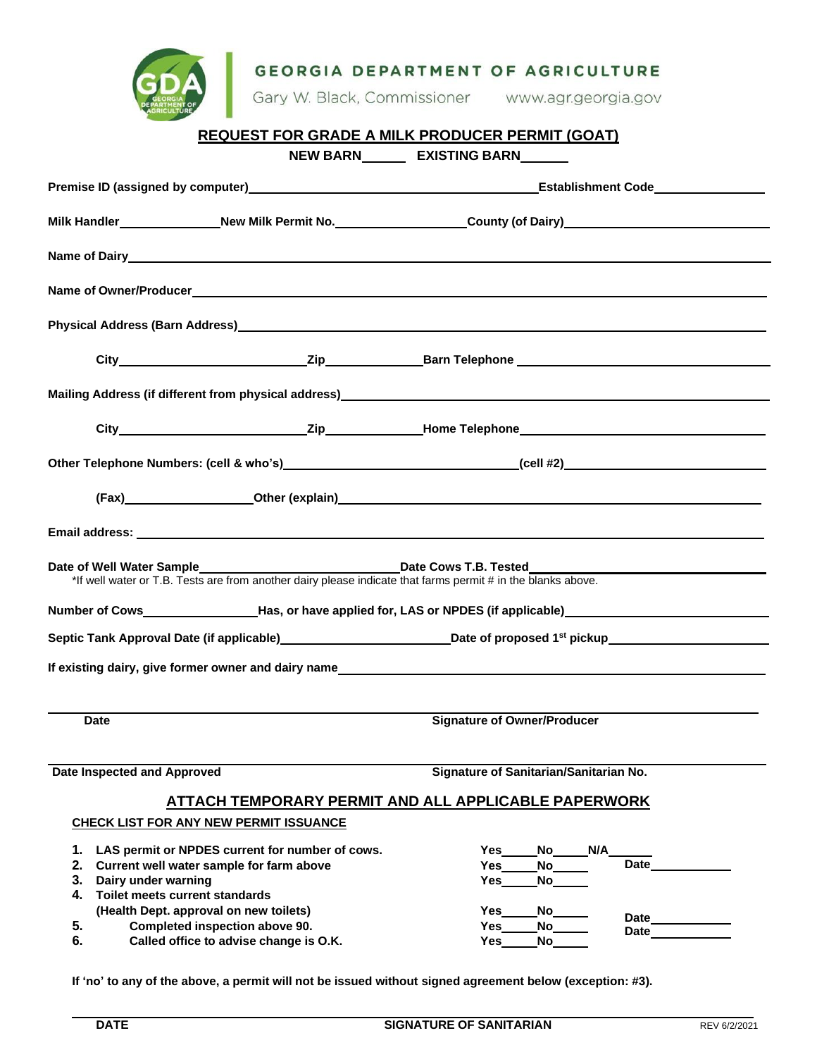**GEORGIA DEPARTMENT OF AGRICULTURE**

Gary W. Black, Commissioner www.agr.georgia.gov

# REQUEST FOR GRADE A MILK PRODUCER PERMIT (GOAT)

**NEW BARN______ EXISTING BARN______**

**Premise ID (assigned by computer)**________________________________ **Establishment Code**______________

**Milk Handler**______________ **New Milk Permit No.**________________ **County (of Dairy)**________________________

**Name of Dairy**________________________________________________________________________

**Name of Owner/Producer**_______________________________________________________________

**Physical Address (Barn Address)**_________________________________________________________

**City**________________________ **Zip**____________ **Barn Telephone** ______________________________

**Mailing Address (if different from physical address)**_________________________________________

**City**________________________ **Zip**____________ **Home Telephone**______________________________

**Other Telephone Numbers: (cell & who's)**___________________________ **(cell #2)**______________________

**(Fax)**________________ **Other (explain)**________________________________________________________

**Email address:** _______________________________________________________________________

**Date of Well Water Sample**________________________ **Date Cows T.B. Tested**________________________

*If well water or T.B. Tests are from another dairy please indicate that farms permit # in the blanks above.

**Number of Cows**______________ **Has, or have applied for, LAS or NPDES (if applicable)**____________________

**Septic Tank Approval Date (if applicable)**____________________ **Date of proposed 1st pickup**__________________

**If existing dairy, give former owner and dairy name**____________________________________________

______________________________ ______________________________

**Date** **Signature of Owner/Producer**

______________________________ ______________________________

**Date Inspected and Approved** **Signature of Sanitarian/Sanitarian No.**

## ATTACH TEMPORARY PERMIT AND ALL APPLICABLE PAPERWORK

**CHECK LIST FOR ANY NEW PERMIT ISSUANCE**

1. **LAS permit or NPDES current for number of cows.** Yes_____ No_____ N/A______
2. **Current well water sample for farm above** Yes_____ No_____ Date___________
3. **Dairy under warning** Yes_____ No_____
4. **Toilet meets current standards (Health Dept. approval on new toilets)** Yes_____ No_____ Date___________
5. **Completed inspection above 90.** Yes_____ No_____ Date___________
6. **Called office to advise change is O.K.** Yes_____ No_____

**If 'no' to any of the above, a permit will not be issued without signed agreement below (exception: #3).**

______________________________ ______________________________

**DATE** **SIGNATURE OF SANITARIAN**

REV 6/2/2021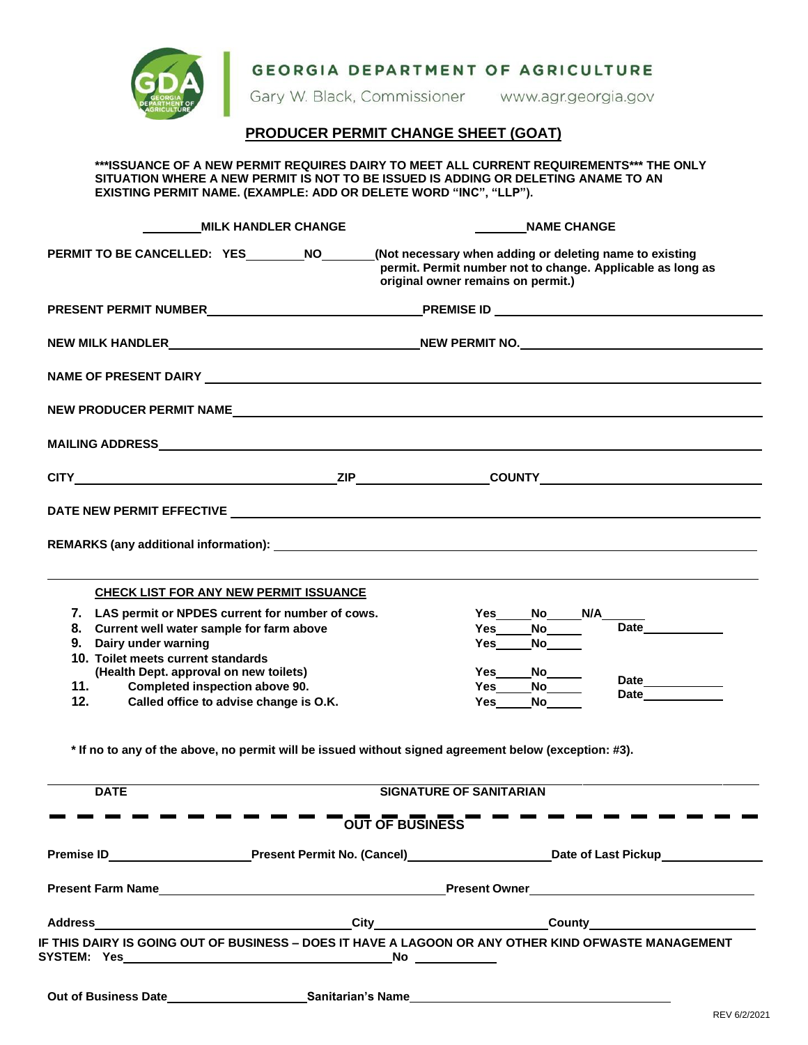GEORGIA DEPARTMENT OF AGRICULTURE

Gary W. Black, Commissioner www.agr.georgia.gov

# PRODUCER PERMIT CHANGE SHEET (GOAT)

**\*\*\*ISSUANCE OF A NEW PERMIT REQUIRES DAIRY TO MEET ALL CURRENT REQUIREMENTS\*\*\* THE ONLY SITUATION WHERE A NEW PERMIT IS NOT TO BE ISSUED IS ADDING OR DELETING ANAME TO AN EXISTING PERMIT NAME. (EXAMPLE: ADD OR DELETE WORD "INC", "LLP").**

_________ **MILK HANDLER CHANGE** _________ **NAME CHANGE**

**PERMIT TO BE CANCELLED: YES_________ NO_________ (Not necessary when adding or deleting name to existing permit. Permit number not to change. Applicable as long as original owner remains on permit.)**

**PRESENT PERMIT NUMBER**_______________ **PREMISE ID**_______________

**NEW MILK HANDLER**_______________ **NEW PERMIT NO.**_______________

**NAME OF PRESENT DAIRY**_______________

**NEW PRODUCER PERMIT NAME**_______________

**MAILING ADDRESS**_______________

**CITY**_______________ **ZIP**_______________ **COUNTY**_______________

**DATE NEW PERMIT EFFECTIVE**_______________

**REMARKS (any additional information):**_______________

## CHECK LIST FOR ANY NEW PERMIT ISSUANCE

7. LAS permit or NPDES current for number of cows. Yes_____ No_____ N/A_____
8. Current well water sample for farm above Yes_____ No_____ Date__________
9. Dairy under warning Yes_____ No_____
10. Toilet meets current standards (Health Dept. approval on new toilets) Yes_____ No_____ Date__________
11. Completed inspection above 90. Yes_____ No_____ Date__________
12. Called office to advise change is O.K. Yes_____ No_____

**\* If no to any of the above, no permit will be issued without signed agreement below (exception: #3).**

_______________ _______________

**DATE** **SIGNATURE OF SANITARIAN**

## OUT OF BUSINESS

**Premise ID**_______________ **Present Permit No. (Cancel)**_______________ **Date of Last Pickup**_______________

**Present Farm Name**_______________ **Present Owner**_______________

**Address**_______________ **City**_______________ **County**_______________

**IF THIS DAIRY IS GOING OUT OF BUSINESS – DOES IT HAVE A LAGOON OR ANY OTHER KIND OFWASTE MANAGEMENT SYSTEM: Yes**_______________ **No**_______________

**Out of Business Date**_______________ **Sanitarian's Name**_______________

REV 6/2/2021